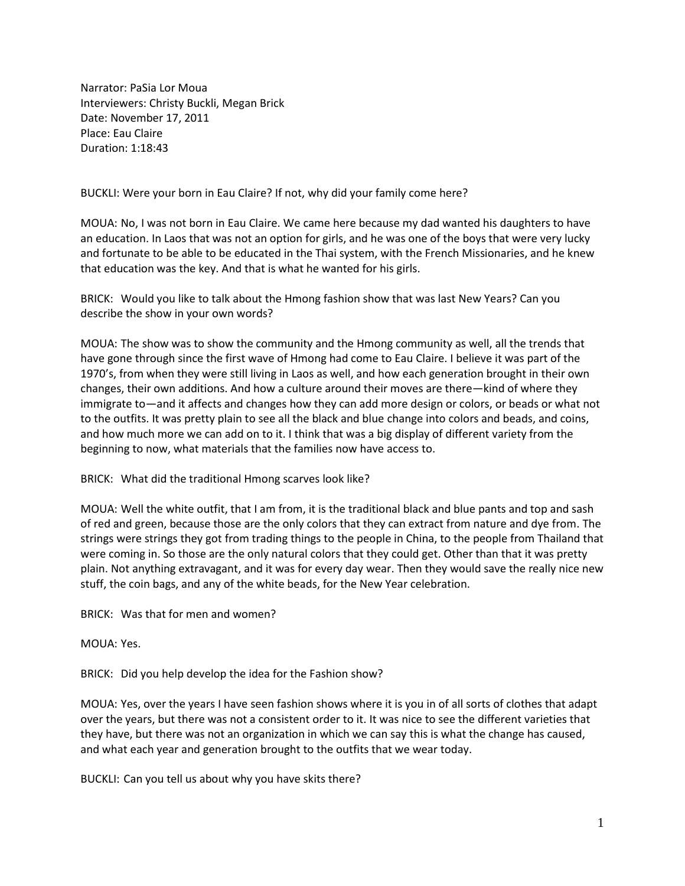Narrator: PaSia Lor Moua
Interviewers: Christy Buckli, Megan Brick
Date: November 17, 2011
Place: Eau Claire
Duration: 1:18:43

BUCKLI: Were your born in Eau Claire? If not, why did your family come here?

MOUA: No, I was not born in Eau Claire. We came here because my dad wanted his daughters to have an education. In Laos that was not an option for girls, and he was one of the boys that were very lucky and fortunate to be able to be educated in the Thai system, with the French Missionaries, and he knew that education was the key. And that is what he wanted for his girls.

BRICK: Would you like to talk about the Hmong fashion show that was last New Years? Can you describe the show in your own words?

MOUA: The show was to show the community and the Hmong community as well, all the trends that have gone through since the first wave of Hmong had come to Eau Claire. I believe it was part of the 1970's, from when they were still living in Laos as well, and how each generation brought in their own changes, their own additions. And how a culture around their moves are there—kind of where they immigrate to—and it affects and changes how they can add more design or colors, or beads or what not to the outfits. It was pretty plain to see all the black and blue change into colors and beads, and coins, and how much more we can add on to it. I think that was a big display of different variety from the beginning to now, what materials that the families now have access to.

BRICK: What did the traditional Hmong scarves look like?

MOUA: Well the white outfit, that I am from, it is the traditional black and blue pants and top and sash of red and green, because those are the only colors that they can extract from nature and dye from. The strings were strings they got from trading things to the people in China, to the people from Thailand that were coming in. So those are the only natural colors that they could get. Other than that it was pretty plain. Not anything extravagant, and it was for every day wear. Then they would save the really nice new stuff, the coin bags, and any of the white beads, for the New Year celebration.

BRICK: Was that for men and women?

MOUA: Yes.

BRICK: Did you help develop the idea for the Fashion show?

MOUA: Yes, over the years I have seen fashion shows where it is you in of all sorts of clothes that adapt over the years, but there was not a consistent order to it. It was nice to see the different varieties that they have, but there was not an organization in which we can say this is what the change has caused, and what each year and generation brought to the outfits that we wear today.

BUCKLI: Can you tell us about why you have skits there?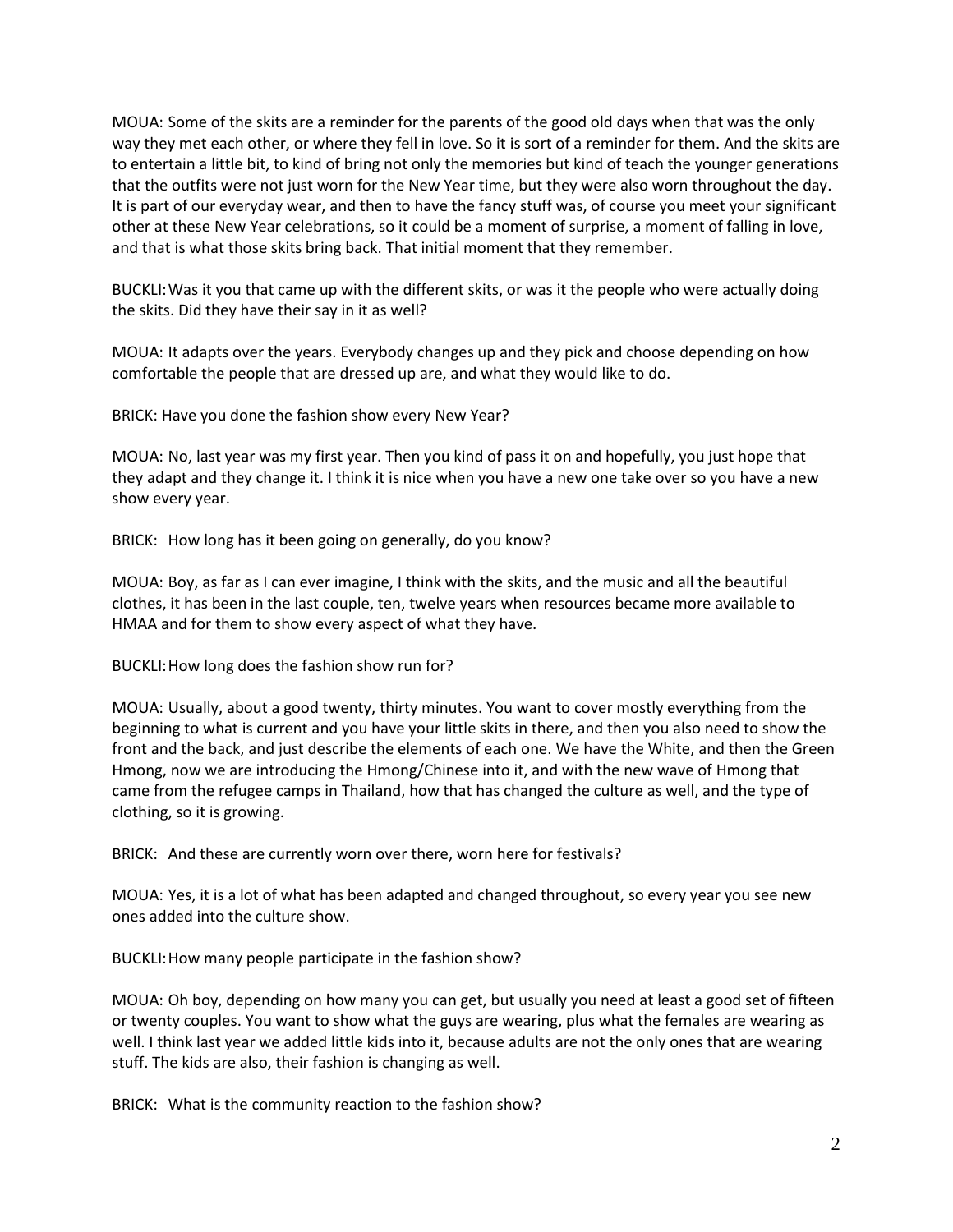MOUA: Some of the skits are a reminder for the parents of the good old days when that was the only way they met each other, or where they fell in love. So it is sort of a reminder for them. And the skits are to entertain a little bit, to kind of bring not only the memories but kind of teach the younger generations that the outfits were not just worn for the New Year time, but they were also worn throughout the day. It is part of our everyday wear, and then to have the fancy stuff was, of course you meet your significant other at these New Year celebrations, so it could be a moment of surprise, a moment of falling in love, and that is what those skits bring back. That initial moment that they remember.

BUCKLI: Was it you that came up with the different skits, or was it the people who were actually doing the skits. Did they have their say in it as well?

MOUA: It adapts over the years. Everybody changes up and they pick and choose depending on how comfortable the people that are dressed up are, and what they would like to do.

BRICK: Have you done the fashion show every New Year?

MOUA: No, last year was my first year. Then you kind of pass it on and hopefully, you just hope that they adapt and they change it. I think it is nice when you have a new one take over so you have a new show every year.

BRICK: How long has it been going on generally, do you know?

MOUA: Boy, as far as I can ever imagine, I think with the skits, and the music and all the beautiful clothes, it has been in the last couple, ten, twelve years when resources became more available to HMAA and for them to show every aspect of what they have.

BUCKLI: How long does the fashion show run for?

MOUA: Usually, about a good twenty, thirty minutes. You want to cover mostly everything from the beginning to what is current and you have your little skits in there, and then you also need to show the front and the back, and just describe the elements of each one. We have the White, and then the Green Hmong, now we are introducing the Hmong/Chinese into it, and with the new wave of Hmong that came from the refugee camps in Thailand, how that has changed the culture as well, and the type of clothing, so it is growing.

BRICK: And these are currently worn over there, worn here for festivals?

MOUA: Yes, it is a lot of what has been adapted and changed throughout, so every year you see new ones added into the culture show.

BUCKLI: How many people participate in the fashion show?

MOUA: Oh boy, depending on how many you can get, but usually you need at least a good set of fifteen or twenty couples. You want to show what the guys are wearing, plus what the females are wearing as well. I think last year we added little kids into it, because adults are not the only ones that are wearing stuff. The kids are also, their fashion is changing as well.

BRICK: What is the community reaction to the fashion show?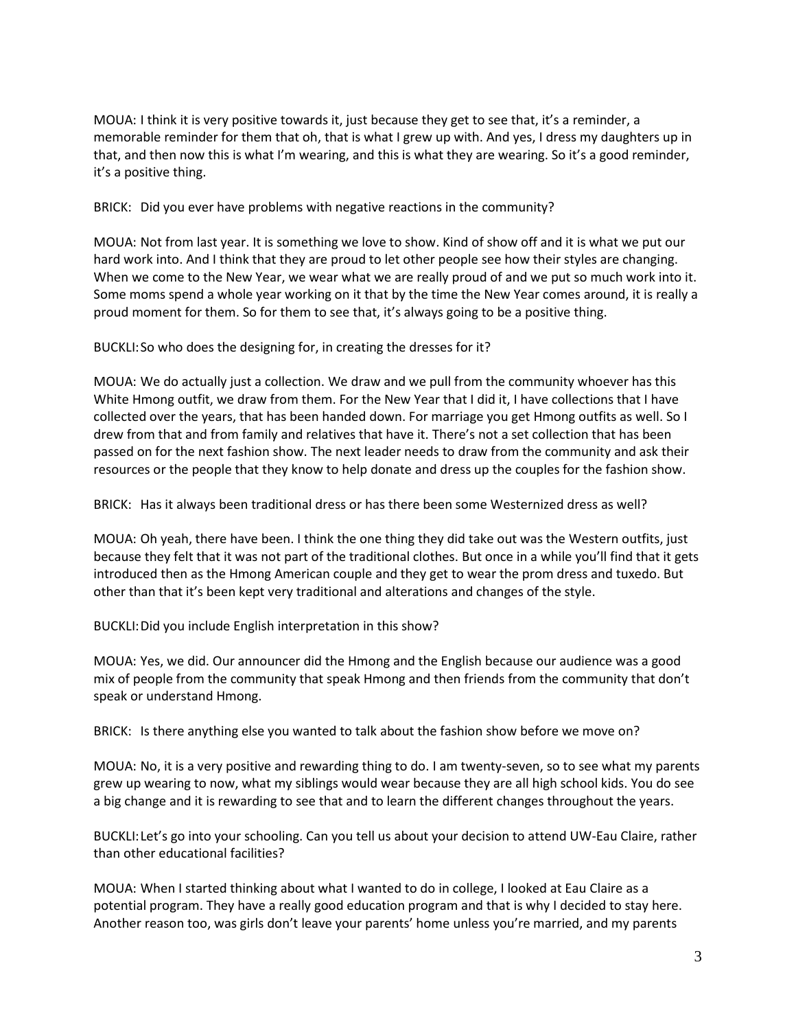MOUA: I think it is very positive towards it, just because they get to see that, it's a reminder, a memorable reminder for them that oh, that is what I grew up with. And yes, I dress my daughters up in that, and then now this is what I'm wearing, and this is what they are wearing. So it's a good reminder, it's a positive thing.

BRICK: Did you ever have problems with negative reactions in the community?

MOUA: Not from last year. It is something we love to show. Kind of show off and it is what we put our hard work into. And I think that they are proud to let other people see how their styles are changing. When we come to the New Year, we wear what we are really proud of and we put so much work into it. Some moms spend a whole year working on it that by the time the New Year comes around, it is really a proud moment for them. So for them to see that, it's always going to be a positive thing.

BUCKLI: So who does the designing for, in creating the dresses for it?

MOUA: We do actually just a collection. We draw and we pull from the community whoever has this White Hmong outfit, we draw from them. For the New Year that I did it, I have collections that I have collected over the years, that has been handed down. For marriage you get Hmong outfits as well. So I drew from that and from family and relatives that have it. There's not a set collection that has been passed on for the next fashion show. The next leader needs to draw from the community and ask their resources or the people that they know to help donate and dress up the couples for the fashion show.

BRICK: Has it always been traditional dress or has there been some Westernized dress as well?

MOUA: Oh yeah, there have been. I think the one thing they did take out was the Western outfits, just because they felt that it was not part of the traditional clothes. But once in a while you'll find that it gets introduced then as the Hmong American couple and they get to wear the prom dress and tuxedo. But other than that it's been kept very traditional and alterations and changes of the style.

BUCKLI: Did you include English interpretation in this show?

MOUA: Yes, we did. Our announcer did the Hmong and the English because our audience was a good mix of people from the community that speak Hmong and then friends from the community that don't speak or understand Hmong.

BRICK: Is there anything else you wanted to talk about the fashion show before we move on?

MOUA: No, it is a very positive and rewarding thing to do. I am twenty-seven, so to see what my parents grew up wearing to now, what my siblings would wear because they are all high school kids. You do see a big change and it is rewarding to see that and to learn the different changes throughout the years.

BUCKLI: Let's go into your schooling. Can you tell us about your decision to attend UW-Eau Claire, rather than other educational facilities?

MOUA: When I started thinking about what I wanted to do in college, I looked at Eau Claire as a potential program. They have a really good education program and that is why I decided to stay here. Another reason too, was girls don't leave your parents' home unless you're married, and my parents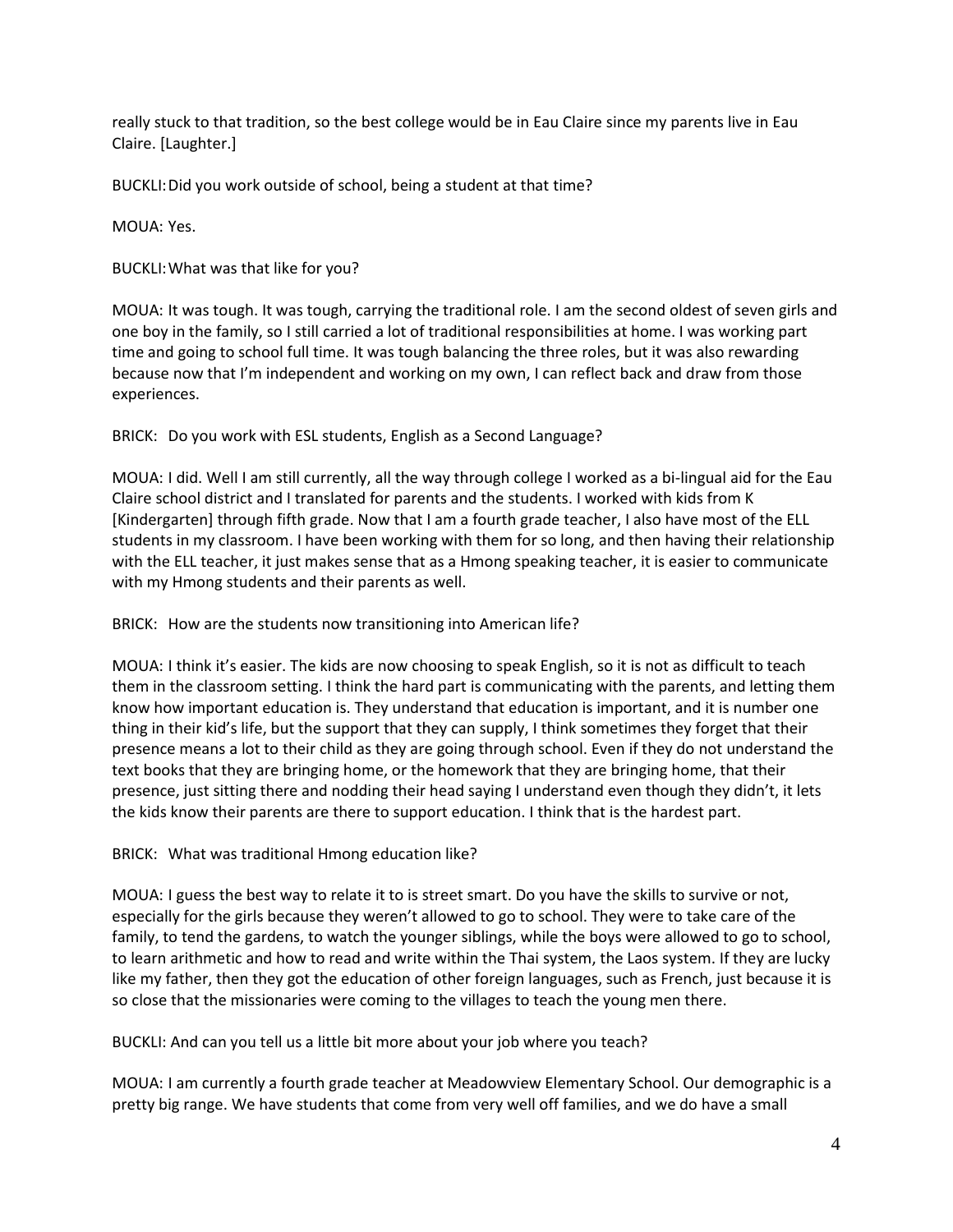really stuck to that tradition, so the best college would be in Eau Claire since my parents live in Eau Claire. [Laughter.]

BUCKLI: Did you work outside of school, being a student at that time?

MOUA: Yes.

BUCKLI: What was that like for you?

MOUA: It was tough. It was tough, carrying the traditional role. I am the second oldest of seven girls and one boy in the family, so I still carried a lot of traditional responsibilities at home. I was working part time and going to school full time. It was tough balancing the three roles, but it was also rewarding because now that I'm independent and working on my own, I can reflect back and draw from those experiences.

BRICK: Do you work with ESL students, English as a Second Language?

MOUA: I did. Well I am still currently, all the way through college I worked as a bi-lingual aid for the Eau Claire school district and I translated for parents and the students. I worked with kids from K [Kindergarten] through fifth grade. Now that I am a fourth grade teacher, I also have most of the ELL students in my classroom. I have been working with them for so long, and then having their relationship with the ELL teacher, it just makes sense that as a Hmong speaking teacher, it is easier to communicate with my Hmong students and their parents as well.

BRICK: How are the students now transitioning into American life?

MOUA: I think it's easier. The kids are now choosing to speak English, so it is not as difficult to teach them in the classroom setting. I think the hard part is communicating with the parents, and letting them know how important education is. They understand that education is important, and it is number one thing in their kid's life, but the support that they can supply, I think sometimes they forget that their presence means a lot to their child as they are going through school. Even if they do not understand the text books that they are bringing home, or the homework that they are bringing home, that their presence, just sitting there and nodding their head saying I understand even though they didn't, it lets the kids know their parents are there to support education. I think that is the hardest part.

BRICK: What was traditional Hmong education like?

MOUA: I guess the best way to relate it to is street smart. Do you have the skills to survive or not, especially for the girls because they weren't allowed to go to school. They were to take care of the family, to tend the gardens, to watch the younger siblings, while the boys were allowed to go to school, to learn arithmetic and how to read and write within the Thai system, the Laos system. If they are lucky like my father, then they got the education of other foreign languages, such as French, just because it is so close that the missionaries were coming to the villages to teach the young men there.

BUCKLI: And can you tell us a little bit more about your job where you teach?

MOUA: I am currently a fourth grade teacher at Meadowview Elementary School. Our demographic is a pretty big range. We have students that come from very well off families, and we do have a small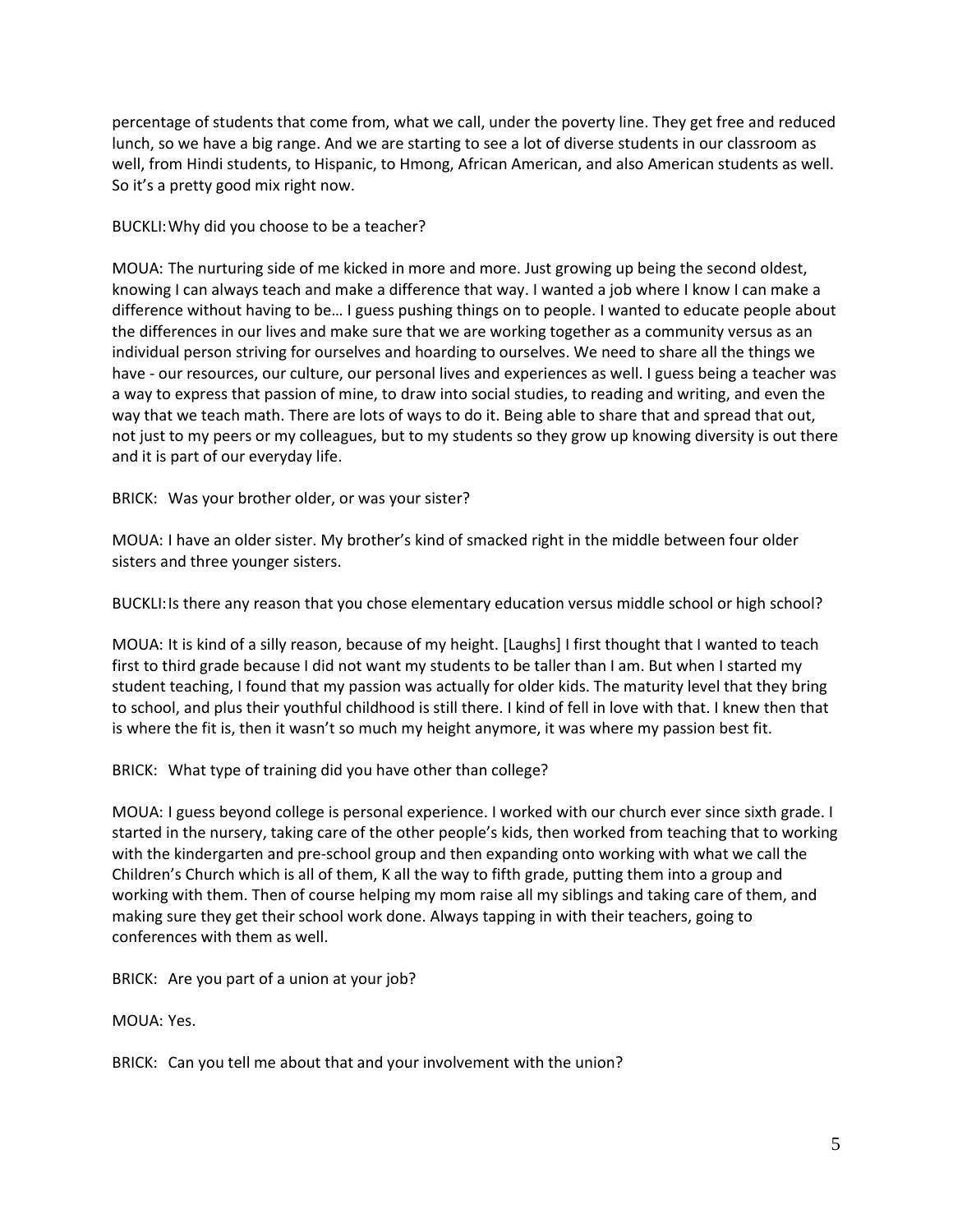percentage of students that come from, what we call, under the poverty line. They get free and reduced lunch, so we have a big range. And we are starting to see a lot of diverse students in our classroom as well, from Hindi students, to Hispanic, to Hmong, African American, and also American students as well. So it's a pretty good mix right now.

BUCKLI: Why did you choose to be a teacher?

MOUA: The nurturing side of me kicked in more and more. Just growing up being the second oldest, knowing I can always teach and make a difference that way. I wanted a job where I know I can make a difference without having to be… I guess pushing things on to people. I wanted to educate people about the differences in our lives and make sure that we are working together as a community versus as an individual person striving for ourselves and hoarding to ourselves. We need to share all the things we have - our resources, our culture, our personal lives and experiences as well. I guess being a teacher was a way to express that passion of mine, to draw into social studies, to reading and writing, and even the way that we teach math. There are lots of ways to do it. Being able to share that and spread that out, not just to my peers or my colleagues, but to my students so they grow up knowing diversity is out there and it is part of our everyday life.

BRICK: Was your brother older, or was your sister?

MOUA: I have an older sister. My brother's kind of smacked right in the middle between four older sisters and three younger sisters.

BUCKLI: Is there any reason that you chose elementary education versus middle school or high school?

MOUA: It is kind of a silly reason, because of my height. [Laughs] I first thought that I wanted to teach first to third grade because I did not want my students to be taller than I am. But when I started my student teaching, I found that my passion was actually for older kids. The maturity level that they bring to school, and plus their youthful childhood is still there. I kind of fell in love with that. I knew then that is where the fit is, then it wasn't so much my height anymore, it was where my passion best fit.

BRICK: What type of training did you have other than college?

MOUA: I guess beyond college is personal experience. I worked with our church ever since sixth grade. I started in the nursery, taking care of the other people's kids, then worked from teaching that to working with the kindergarten and pre-school group and then expanding onto working with what we call the Children's Church which is all of them, K all the way to fifth grade, putting them into a group and working with them. Then of course helping my mom raise all my siblings and taking care of them, and making sure they get their school work done. Always tapping in with their teachers, going to conferences with them as well.

BRICK: Are you part of a union at your job?

MOUA: Yes.

BRICK: Can you tell me about that and your involvement with the union?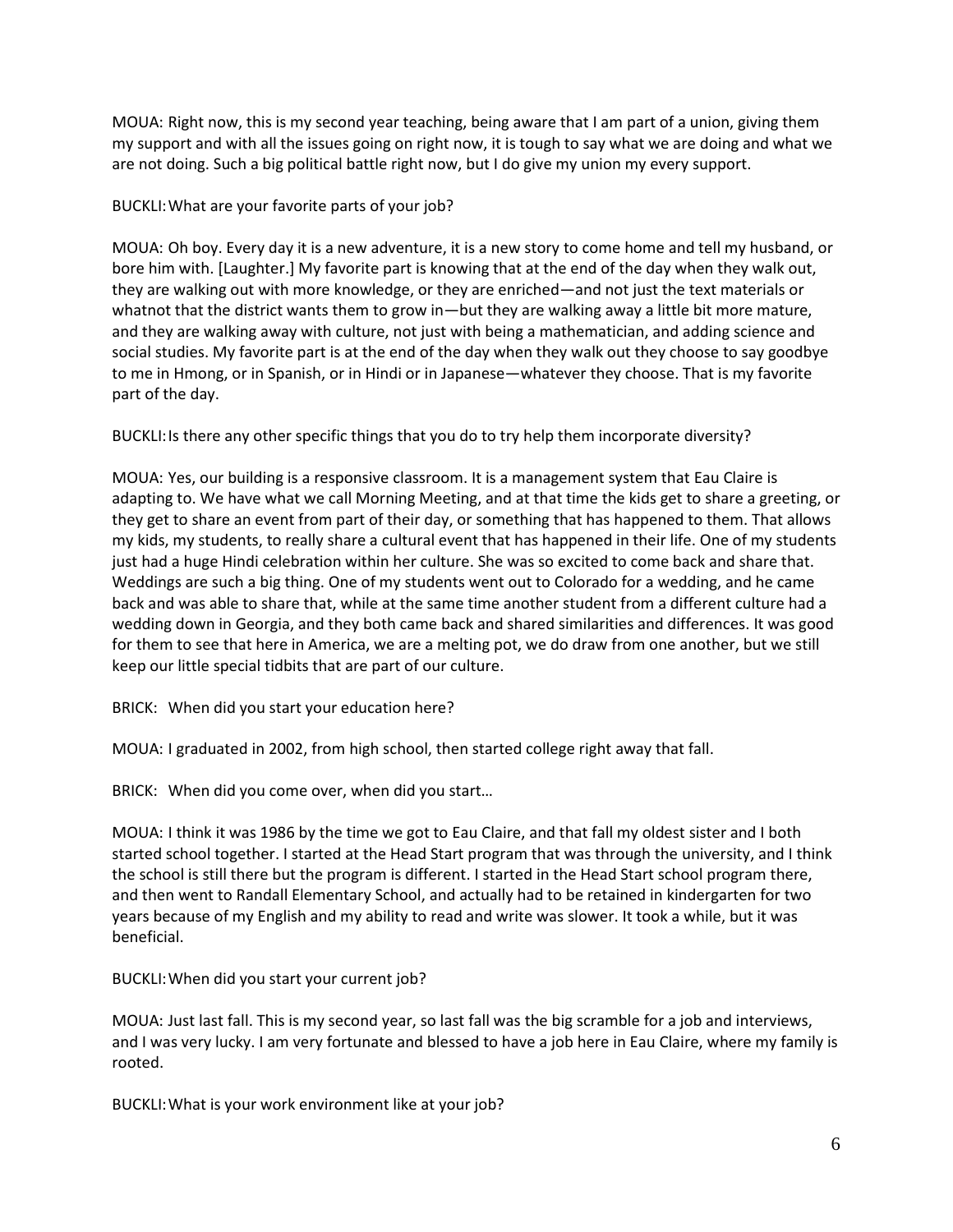MOUA: Right now, this is my second year teaching, being aware that I am part of a union, giving them my support and with all the issues going on right now, it is tough to say what we are doing and what we are not doing. Such a big political battle right now, but I do give my union my every support.

BUCKLI: What are your favorite parts of your job?

MOUA: Oh boy. Every day it is a new adventure, it is a new story to come home and tell my husband, or bore him with. [Laughter.] My favorite part is knowing that at the end of the day when they walk out, they are walking out with more knowledge, or they are enriched—and not just the text materials or whatnot that the district wants them to grow in—but they are walking away a little bit more mature, and they are walking away with culture, not just with being a mathematician, and adding science and social studies. My favorite part is at the end of the day when they walk out they choose to say goodbye to me in Hmong, or in Spanish, or in Hindi or in Japanese—whatever they choose. That is my favorite part of the day.

BUCKLI: Is there any other specific things that you do to try help them incorporate diversity?

MOUA: Yes, our building is a responsive classroom. It is a management system that Eau Claire is adapting to. We have what we call Morning Meeting, and at that time the kids get to share a greeting, or they get to share an event from part of their day, or something that has happened to them. That allows my kids, my students, to really share a cultural event that has happened in their life. One of my students just had a huge Hindi celebration within her culture. She was so excited to come back and share that. Weddings are such a big thing. One of my students went out to Colorado for a wedding, and he came back and was able to share that, while at the same time another student from a different culture had a wedding down in Georgia, and they both came back and shared similarities and differences. It was good for them to see that here in America, we are a melting pot, we do draw from one another, but we still keep our little special tidbits that are part of our culture.

BRICK: When did you start your education here?

MOUA: I graduated in 2002, from high school, then started college right away that fall.

BRICK: When did you come over, when did you start…

MOUA: I think it was 1986 by the time we got to Eau Claire, and that fall my oldest sister and I both started school together. I started at the Head Start program that was through the university, and I think the school is still there but the program is different. I started in the Head Start school program there, and then went to Randall Elementary School, and actually had to be retained in kindergarten for two years because of my English and my ability to read and write was slower. It took a while, but it was beneficial.

BUCKLI: When did you start your current job?

MOUA: Just last fall. This is my second year, so last fall was the big scramble for a job and interviews, and I was very lucky. I am very fortunate and blessed to have a job here in Eau Claire, where my family is rooted.

BUCKLI: What is your work environment like at your job?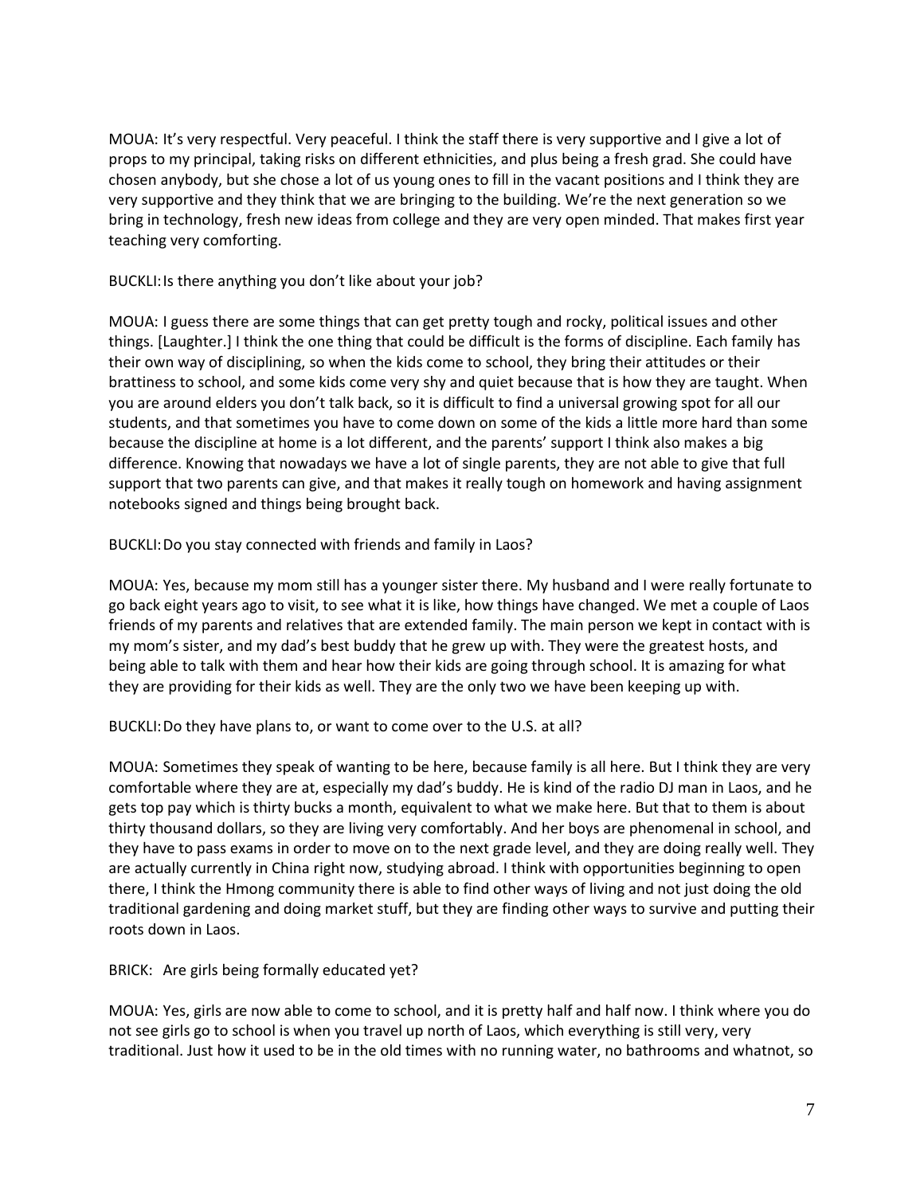MOUA: It's very respectful. Very peaceful. I think the staff there is very supportive and I give a lot of props to my principal, taking risks on different ethnicities, and plus being a fresh grad. She could have chosen anybody, but she chose a lot of us young ones to fill in the vacant positions and I think they are very supportive and they think that we are bringing to the building. We're the next generation so we bring in technology, fresh new ideas from college and they are very open minded. That makes first year teaching very comforting.

BUCKLI: Is there anything you don't like about your job?

MOUA: I guess there are some things that can get pretty tough and rocky, political issues and other things. [Laughter.] I think the one thing that could be difficult is the forms of discipline. Each family has their own way of disciplining, so when the kids come to school, they bring their attitudes or their brattiness to school, and some kids come very shy and quiet because that is how they are taught. When you are around elders you don't talk back, so it is difficult to find a universal growing spot for all our students, and that sometimes you have to come down on some of the kids a little more hard than some because the discipline at home is a lot different, and the parents' support I think also makes a big difference. Knowing that nowadays we have a lot of single parents, they are not able to give that full support that two parents can give, and that makes it really tough on homework and having assignment notebooks signed and things being brought back.

BUCKLI: Do you stay connected with friends and family in Laos?

MOUA: Yes, because my mom still has a younger sister there. My husband and I were really fortunate to go back eight years ago to visit, to see what it is like, how things have changed. We met a couple of Laos friends of my parents and relatives that are extended family. The main person we kept in contact with is my mom's sister, and my dad's best buddy that he grew up with. They were the greatest hosts, and being able to talk with them and hear how their kids are going through school. It is amazing for what they are providing for their kids as well. They are the only two we have been keeping up with.

BUCKLI: Do they have plans to, or want to come over to the U.S. at all?

MOUA: Sometimes they speak of wanting to be here, because family is all here. But I think they are very comfortable where they are at, especially my dad's buddy. He is kind of the radio DJ man in Laos, and he gets top pay which is thirty bucks a month, equivalent to what we make here. But that to them is about thirty thousand dollars, so they are living very comfortably. And her boys are phenomenal in school, and they have to pass exams in order to move on to the next grade level, and they are doing really well. They are actually currently in China right now, studying abroad. I think with opportunities beginning to open there, I think the Hmong community there is able to find other ways of living and not just doing the old traditional gardening and doing market stuff, but they are finding other ways to survive and putting their roots down in Laos.

BRICK: Are girls being formally educated yet?

MOUA: Yes, girls are now able to come to school, and it is pretty half and half now. I think where you do not see girls go to school is when you travel up north of Laos, which everything is still very, very traditional. Just how it used to be in the old times with no running water, no bathrooms and whatnot, so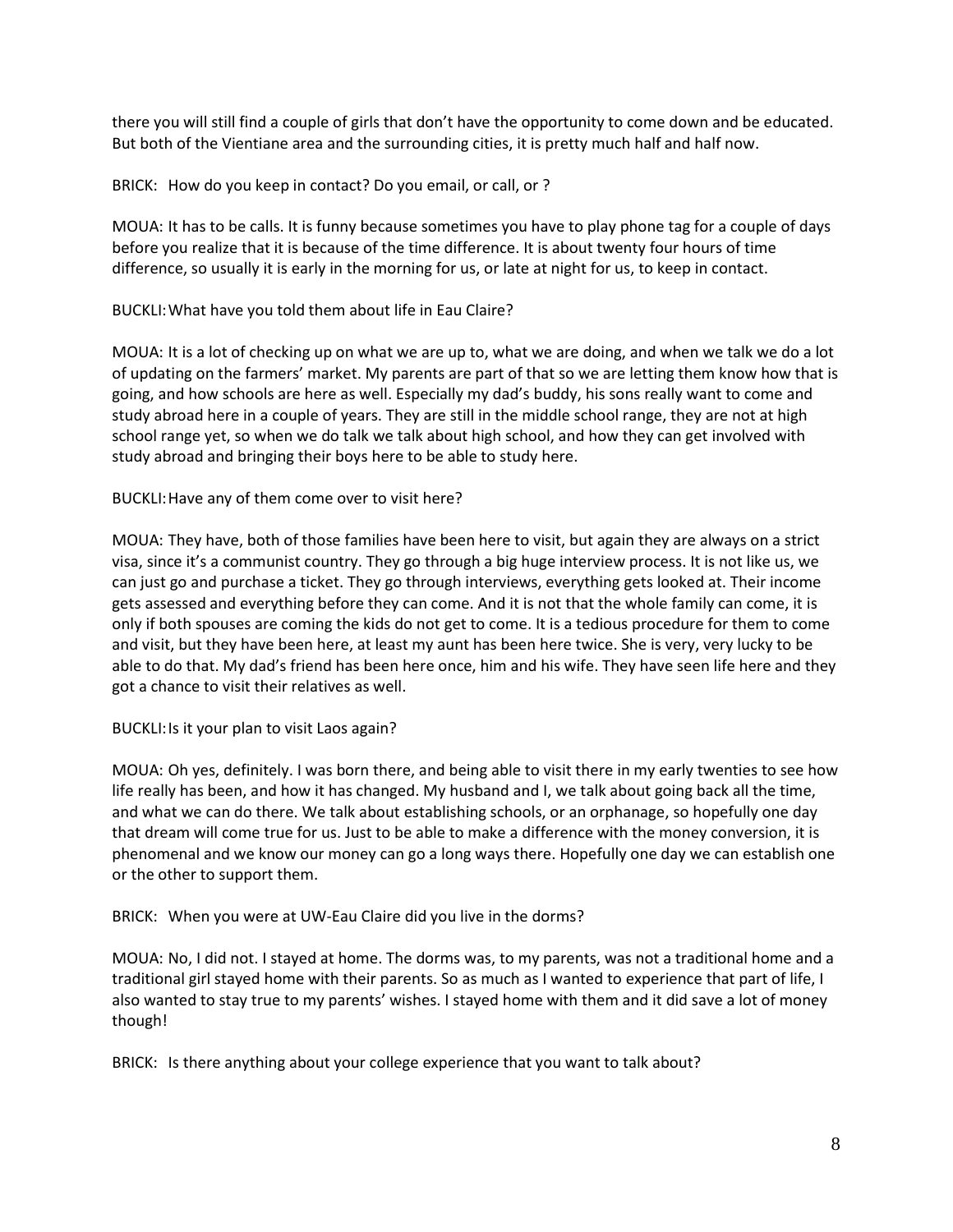there you will still find a couple of girls that don't have the opportunity to come down and be educated. But both of the Vientiane area and the surrounding cities, it is pretty much half and half now.

BRICK: How do you keep in contact? Do you email, or call, or ?

MOUA: It has to be calls. It is funny because sometimes you have to play phone tag for a couple of days before you realize that it is because of the time difference. It is about twenty four hours of time difference, so usually it is early in the morning for us, or late at night for us, to keep in contact.

BUCKLI: What have you told them about life in Eau Claire?

MOUA: It is a lot of checking up on what we are up to, what we are doing, and when we talk we do a lot of updating on the farmers' market. My parents are part of that so we are letting them know how that is going, and how schools are here as well. Especially my dad's buddy, his sons really want to come and study abroad here in a couple of years. They are still in the middle school range, they are not at high school range yet, so when we do talk we talk about high school, and how they can get involved with study abroad and bringing their boys here to be able to study here.

BUCKLI: Have any of them come over to visit here?

MOUA: They have, both of those families have been here to visit, but again they are always on a strict visa, since it's a communist country. They go through a big huge interview process. It is not like us, we can just go and purchase a ticket. They go through interviews, everything gets looked at. Their income gets assessed and everything before they can come. And it is not that the whole family can come, it is only if both spouses are coming the kids do not get to come. It is a tedious procedure for them to come and visit, but they have been here, at least my aunt has been here twice. She is very, very lucky to be able to do that. My dad's friend has been here once, him and his wife. They have seen life here and they got a chance to visit their relatives as well.

BUCKLI: Is it your plan to visit Laos again?

MOUA: Oh yes, definitely. I was born there, and being able to visit there in my early twenties to see how life really has been, and how it has changed. My husband and I, we talk about going back all the time, and what we can do there. We talk about establishing schools, or an orphanage, so hopefully one day that dream will come true for us. Just to be able to make a difference with the money conversion, it is phenomenal and we know our money can go a long ways there. Hopefully one day we can establish one or the other to support them.

BRICK: When you were at UW-Eau Claire did you live in the dorms?

MOUA: No, I did not. I stayed at home. The dorms was, to my parents, was not a traditional home and a traditional girl stayed home with their parents. So as much as I wanted to experience that part of life, I also wanted to stay true to my parents' wishes. I stayed home with them and it did save a lot of money though!

BRICK: Is there anything about your college experience that you want to talk about?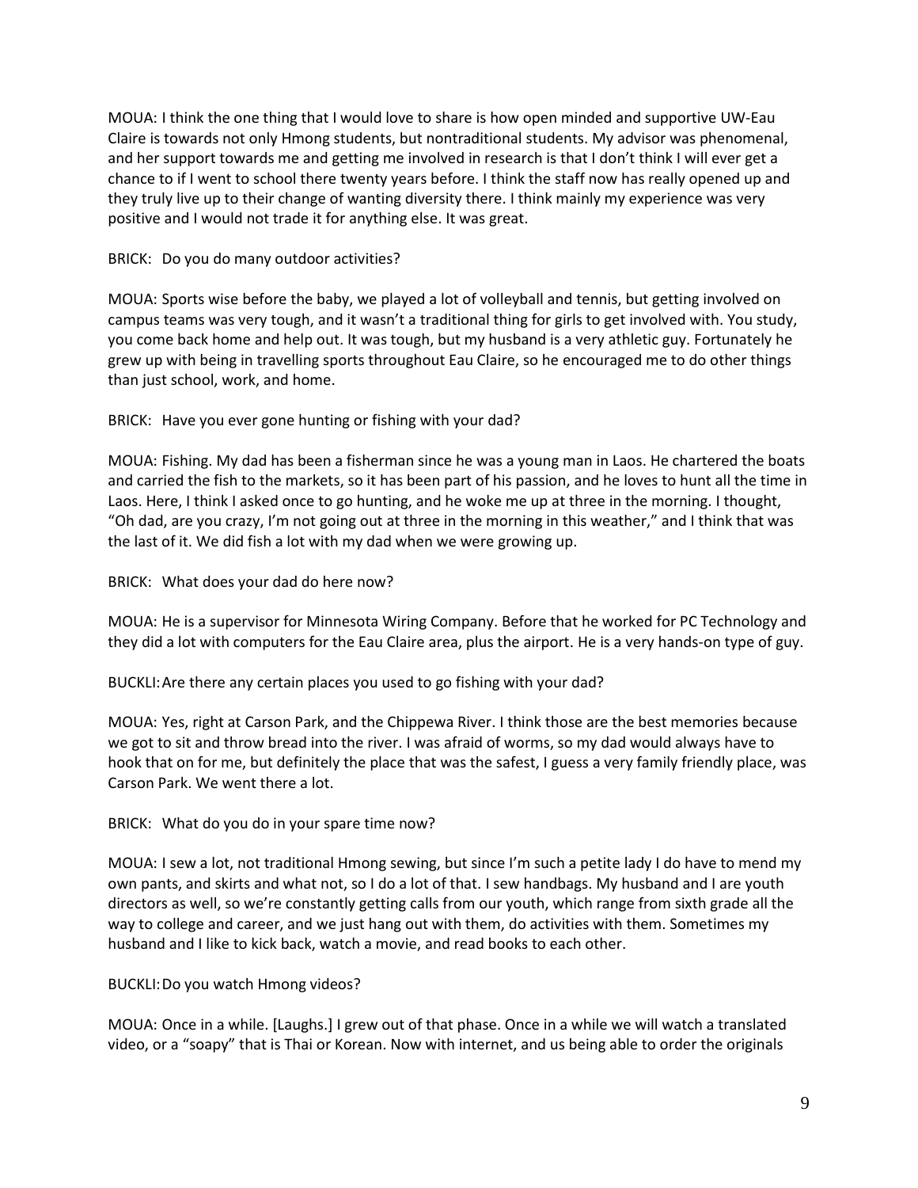MOUA: I think the one thing that I would love to share is how open minded and supportive UW-Eau Claire is towards not only Hmong students, but nontraditional students. My advisor was phenomenal, and her support towards me and getting me involved in research is that I don't think I will ever get a chance to if I went to school there twenty years before. I think the staff now has really opened up and they truly live up to their change of wanting diversity there. I think mainly my experience was very positive and I would not trade it for anything else. It was great.

BRICK: Do you do many outdoor activities?

MOUA: Sports wise before the baby, we played a lot of volleyball and tennis, but getting involved on campus teams was very tough, and it wasn't a traditional thing for girls to get involved with. You study, you come back home and help out. It was tough, but my husband is a very athletic guy. Fortunately he grew up with being in travelling sports throughout Eau Claire, so he encouraged me to do other things than just school, work, and home.

BRICK: Have you ever gone hunting or fishing with your dad?

MOUA: Fishing. My dad has been a fisherman since he was a young man in Laos. He chartered the boats and carried the fish to the markets, so it has been part of his passion, and he loves to hunt all the time in Laos. Here, I think I asked once to go hunting, and he woke me up at three in the morning. I thought, "Oh dad, are you crazy, I'm not going out at three in the morning in this weather," and I think that was the last of it. We did fish a lot with my dad when we were growing up.

BRICK: What does your dad do here now?

MOUA: He is a supervisor for Minnesota Wiring Company. Before that he worked for PC Technology and they did a lot with computers for the Eau Claire area, plus the airport. He is a very hands-on type of guy.

BUCKLI: Are there any certain places you used to go fishing with your dad?

MOUA: Yes, right at Carson Park, and the Chippewa River. I think those are the best memories because we got to sit and throw bread into the river. I was afraid of worms, so my dad would always have to hook that on for me, but definitely the place that was the safest, I guess a very family friendly place, was Carson Park. We went there a lot.

BRICK: What do you do in your spare time now?

MOUA: I sew a lot, not traditional Hmong sewing, but since I'm such a petite lady I do have to mend my own pants, and skirts and what not, so I do a lot of that. I sew handbags. My husband and I are youth directors as well, so we're constantly getting calls from our youth, which range from sixth grade all the way to college and career, and we just hang out with them, do activities with them. Sometimes my husband and I like to kick back, watch a movie, and read books to each other.

BUCKLI: Do you watch Hmong videos?

MOUA: Once in a while. [Laughs.] I grew out of that phase. Once in a while we will watch a translated video, or a "soapy" that is Thai or Korean. Now with internet, and us being able to order the originals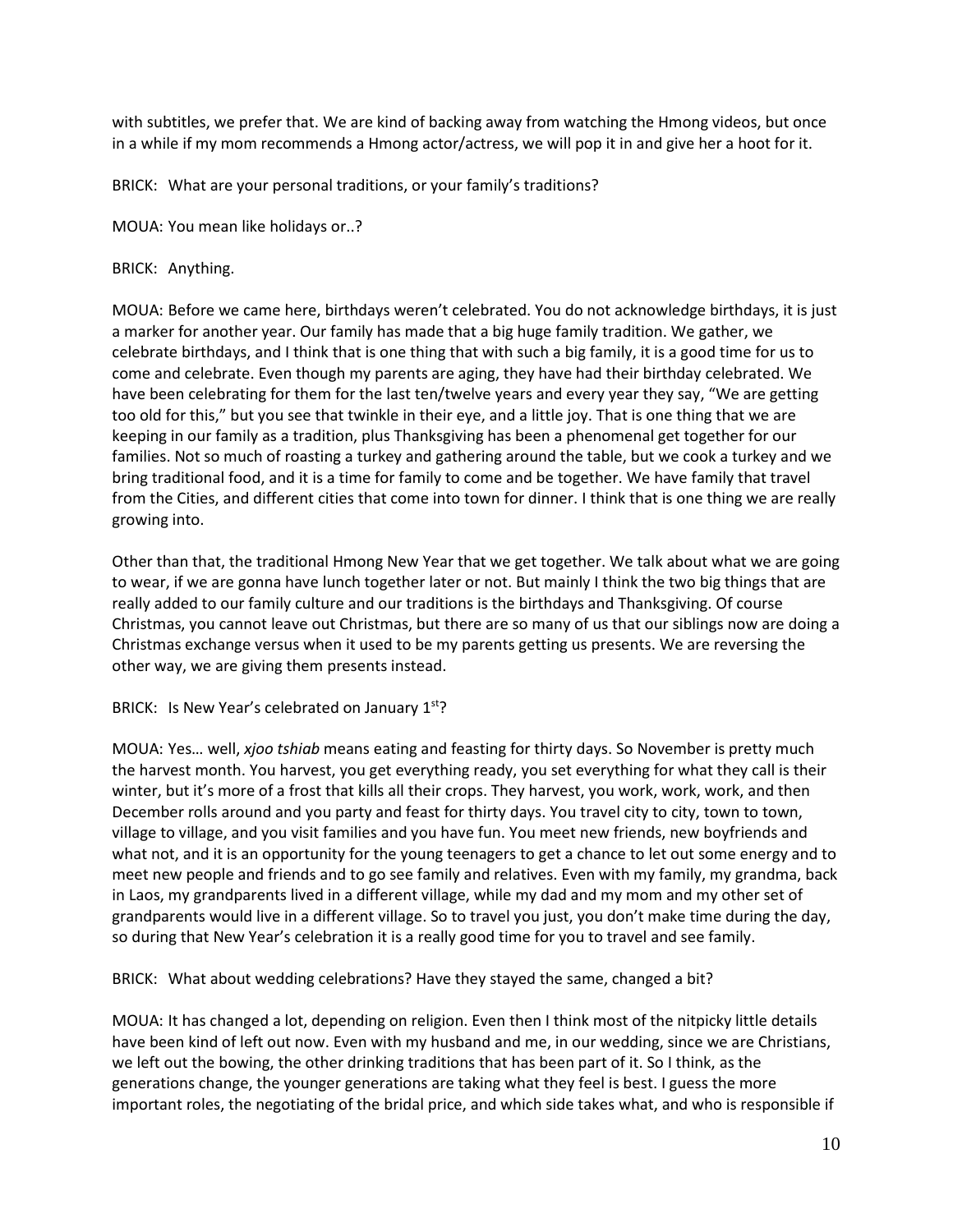with subtitles, we prefer that. We are kind of backing away from watching the Hmong videos, but once in a while if my mom recommends a Hmong actor/actress, we will pop it in and give her a hoot for it.

BRICK: What are your personal traditions, or your family's traditions?

MOUA: You mean like holidays or..?

BRICK: Anything.

MOUA: Before we came here, birthdays weren't celebrated. You do not acknowledge birthdays, it is just a marker for another year. Our family has made that a big huge family tradition. We gather, we celebrate birthdays, and I think that is one thing that with such a big family, it is a good time for us to come and celebrate. Even though my parents are aging, they have had their birthday celebrated. We have been celebrating for them for the last ten/twelve years and every year they say, "We are getting too old for this," but you see that twinkle in their eye, and a little joy. That is one thing that we are keeping in our family as a tradition, plus Thanksgiving has been a phenomenal get together for our families. Not so much of roasting a turkey and gathering around the table, but we cook a turkey and we bring traditional food, and it is a time for family to come and be together. We have family that travel from the Cities, and different cities that come into town for dinner. I think that is one thing we are really growing into.

Other than that, the traditional Hmong New Year that we get together. We talk about what we are going to wear, if we are gonna have lunch together later or not. But mainly I think the two big things that are really added to our family culture and our traditions is the birthdays and Thanksgiving. Of course Christmas, you cannot leave out Christmas, but there are so many of us that our siblings now are doing a Christmas exchange versus when it used to be my parents getting us presents. We are reversing the other way, we are giving them presents instead.

BRICK: Is New Year's celebrated on January 1st?

MOUA: Yes… well, *xjoo tshiab* means eating and feasting for thirty days. So November is pretty much the harvest month. You harvest, you get everything ready, you set everything for what they call is their winter, but it's more of a frost that kills all their crops. They harvest, you work, work, work, and then December rolls around and you party and feast for thirty days. You travel city to city, town to town, village to village, and you visit families and you have fun. You meet new friends, new boyfriends and what not, and it is an opportunity for the young teenagers to get a chance to let out some energy and to meet new people and friends and to go see family and relatives. Even with my family, my grandma, back in Laos, my grandparents lived in a different village, while my dad and my mom and my other set of grandparents would live in a different village. So to travel you just, you don't make time during the day, so during that New Year's celebration it is a really good time for you to travel and see family.

BRICK: What about wedding celebrations? Have they stayed the same, changed a bit?

MOUA: It has changed a lot, depending on religion. Even then I think most of the nitpicky little details have been kind of left out now. Even with my husband and me, in our wedding, since we are Christians, we left out the bowing, the other drinking traditions that has been part of it. So I think, as the generations change, the younger generations are taking what they feel is best. I guess the more important roles, the negotiating of the bridal price, and which side takes what, and who is responsible if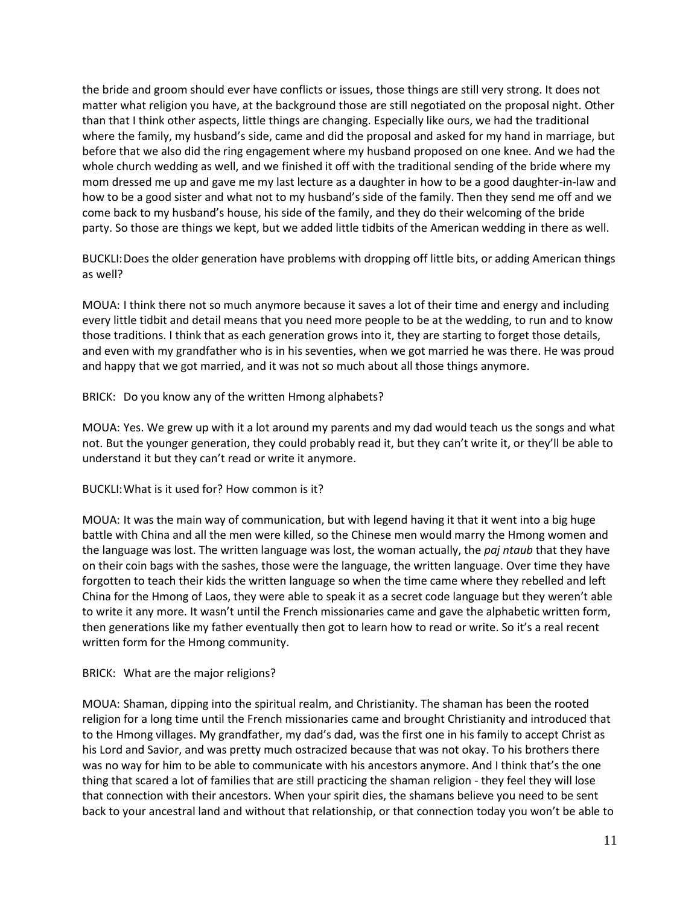the bride and groom should ever have conflicts or issues, those things are still very strong. It does not matter what religion you have, at the background those are still negotiated on the proposal night. Other than that I think other aspects, little things are changing. Especially like ours, we had the traditional where the family, my husband's side, came and did the proposal and asked for my hand in marriage, but before that we also did the ring engagement where my husband proposed on one knee. And we had the whole church wedding as well, and we finished it off with the traditional sending of the bride where my mom dressed me up and gave me my last lecture as a daughter in how to be a good daughter-in-law and how to be a good sister and what not to my husband's side of the family. Then they send me off and we come back to my husband's house, his side of the family, and they do their welcoming of the bride party. So those are things we kept, but we added little tidbits of the American wedding in there as well.

BUCKLI: Does the older generation have problems with dropping off little bits, or adding American things as well?

MOUA: I think there not so much anymore because it saves a lot of their time and energy and including every little tidbit and detail means that you need more people to be at the wedding, to run and to know those traditions. I think that as each generation grows into it, they are starting to forget those details, and even with my grandfather who is in his seventies, when we got married he was there. He was proud and happy that we got married, and it was not so much about all those things anymore.

BRICK: Do you know any of the written Hmong alphabets?

MOUA: Yes. We grew up with it a lot around my parents and my dad would teach us the songs and what not. But the younger generation, they could probably read it, but they can't write it, or they'll be able to understand it but they can't read or write it anymore.

BUCKLI: What is it used for? How common is it?

MOUA: It was the main way of communication, but with legend having it that it went into a big huge battle with China and all the men were killed, so the Chinese men would marry the Hmong women and the language was lost. The written language was lost, the woman actually, the *paj ntaub* that they have on their coin bags with the sashes, those were the language, the written language. Over time they have forgotten to teach their kids the written language so when the time came where they rebelled and left China for the Hmong of Laos, they were able to speak it as a secret code language but they weren't able to write it any more. It wasn't until the French missionaries came and gave the alphabetic written form, then generations like my father eventually then got to learn how to read or write. So it's a real recent written form for the Hmong community.

BRICK: What are the major religions?

MOUA: Shaman, dipping into the spiritual realm, and Christianity. The shaman has been the rooted religion for a long time until the French missionaries came and brought Christianity and introduced that to the Hmong villages. My grandfather, my dad's dad, was the first one in his family to accept Christ as his Lord and Savior, and was pretty much ostracized because that was not okay. To his brothers there was no way for him to be able to communicate with his ancestors anymore. And I think that's the one thing that scared a lot of families that are still practicing the shaman religion - they feel they will lose that connection with their ancestors. When your spirit dies, the shamans believe you need to be sent back to your ancestral land and without that relationship, or that connection today you won't be able to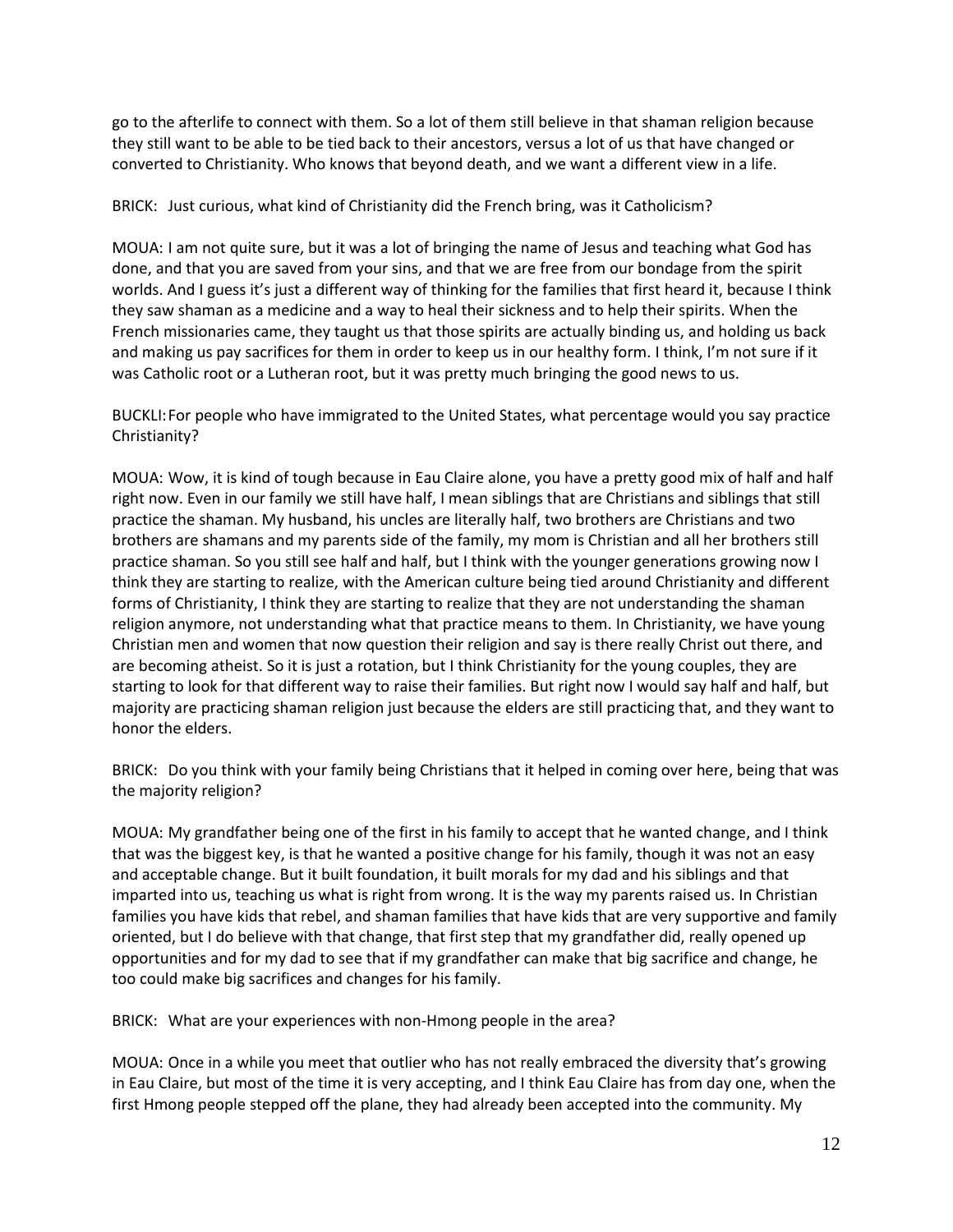go to the afterlife to connect with them. So a lot of them still believe in that shaman religion because they still want to be able to be tied back to their ancestors, versus a lot of us that have changed or converted to Christianity. Who knows that beyond death, and we want a different view in a life.

BRICK: Just curious, what kind of Christianity did the French bring, was it Catholicism?

MOUA: I am not quite sure, but it was a lot of bringing the name of Jesus and teaching what God has done, and that you are saved from your sins, and that we are free from our bondage from the spirit worlds. And I guess it's just a different way of thinking for the families that first heard it, because I think they saw shaman as a medicine and a way to heal their sickness and to help their spirits. When the French missionaries came, they taught us that those spirits are actually binding us, and holding us back and making us pay sacrifices for them in order to keep us in our healthy form. I think, I'm not sure if it was Catholic root or a Lutheran root, but it was pretty much bringing the good news to us.

BUCKLI: For people who have immigrated to the United States, what percentage would you say practice Christianity?

MOUA: Wow, it is kind of tough because in Eau Claire alone, you have a pretty good mix of half and half right now. Even in our family we still have half, I mean siblings that are Christians and siblings that still practice the shaman. My husband, his uncles are literally half, two brothers are Christians and two brothers are shamans and my parents side of the family, my mom is Christian and all her brothers still practice shaman. So you still see half and half, but I think with the younger generations growing now I think they are starting to realize, with the American culture being tied around Christianity and different forms of Christianity, I think they are starting to realize that they are not understanding the shaman religion anymore, not understanding what that practice means to them. In Christianity, we have young Christian men and women that now question their religion and say is there really Christ out there, and are becoming atheist. So it is just a rotation, but I think Christianity for the young couples, they are starting to look for that different way to raise their families. But right now I would say half and half, but majority are practicing shaman religion just because the elders are still practicing that, and they want to honor the elders.

BRICK: Do you think with your family being Christians that it helped in coming over here, being that was the majority religion?

MOUA: My grandfather being one of the first in his family to accept that he wanted change, and I think that was the biggest key, is that he wanted a positive change for his family, though it was not an easy and acceptable change. But it built foundation, it built morals for my dad and his siblings and that imparted into us, teaching us what is right from wrong. It is the way my parents raised us. In Christian families you have kids that rebel, and shaman families that have kids that are very supportive and family oriented, but I do believe with that change, that first step that my grandfather did, really opened up opportunities and for my dad to see that if my grandfather can make that big sacrifice and change, he too could make big sacrifices and changes for his family.

BRICK: What are your experiences with non-Hmong people in the area?

MOUA: Once in a while you meet that outlier who has not really embraced the diversity that's growing in Eau Claire, but most of the time it is very accepting, and I think Eau Claire has from day one, when the first Hmong people stepped off the plane, they had already been accepted into the community. My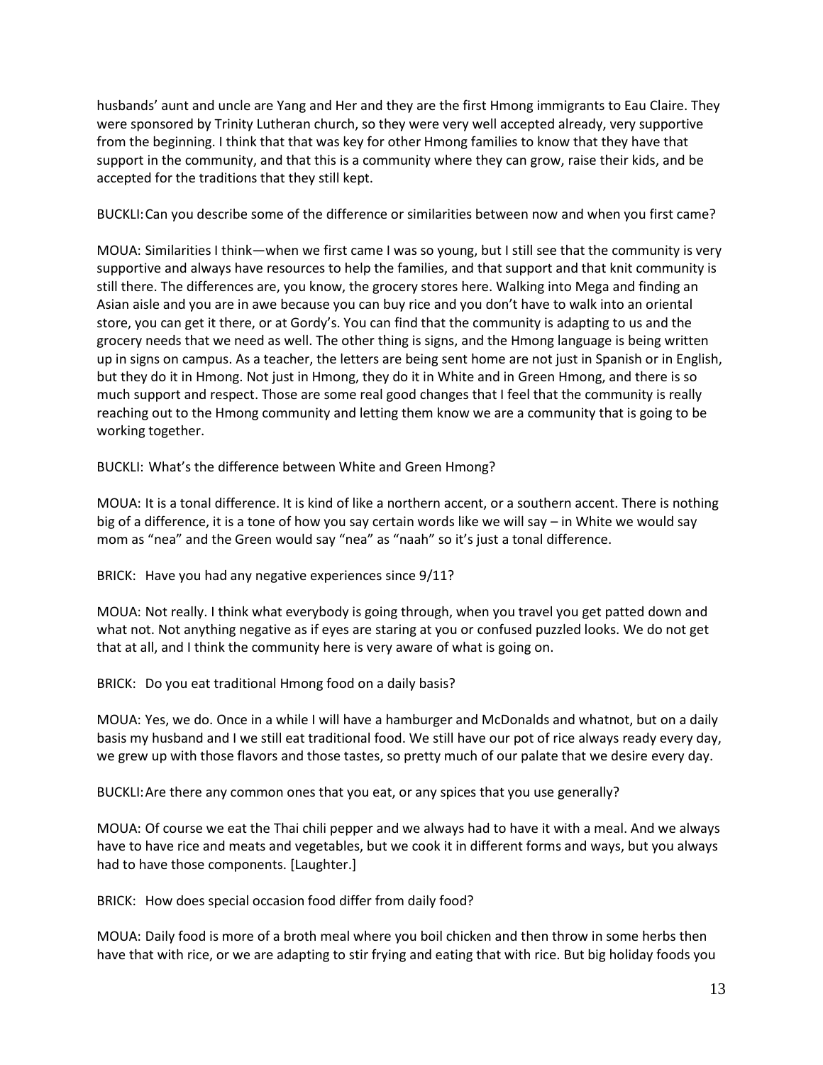husbands' aunt and uncle are Yang and Her and they are the first Hmong immigrants to Eau Claire. They were sponsored by Trinity Lutheran church, so they were very well accepted already, very supportive from the beginning. I think that that was key for other Hmong families to know that they have that support in the community, and that this is a community where they can grow, raise their kids, and be accepted for the traditions that they still kept.

BUCKLI: Can you describe some of the difference or similarities between now and when you first came?

MOUA: Similarities I think—when we first came I was so young, but I still see that the community is very supportive and always have resources to help the families, and that support and that knit community is still there. The differences are, you know, the grocery stores here. Walking into Mega and finding an Asian aisle and you are in awe because you can buy rice and you don't have to walk into an oriental store, you can get it there, or at Gordy's. You can find that the community is adapting to us and the grocery needs that we need as well. The other thing is signs, and the Hmong language is being written up in signs on campus. As a teacher, the letters are being sent home are not just in Spanish or in English, but they do it in Hmong. Not just in Hmong, they do it in White and in Green Hmong, and there is so much support and respect. Those are some real good changes that I feel that the community is really reaching out to the Hmong community and letting them know we are a community that is going to be working together.

BUCKLI: What's the difference between White and Green Hmong?

MOUA: It is a tonal difference. It is kind of like a northern accent, or a southern accent. There is nothing big of a difference, it is a tone of how you say certain words like we will say – in White we would say mom as "nea" and the Green would say "nea" as "naah" so it's just a tonal difference.

BRICK: Have you had any negative experiences since 9/11?

MOUA: Not really. I think what everybody is going through, when you travel you get patted down and what not. Not anything negative as if eyes are staring at you or confused puzzled looks. We do not get that at all, and I think the community here is very aware of what is going on.

BRICK: Do you eat traditional Hmong food on a daily basis?

MOUA: Yes, we do. Once in a while I will have a hamburger and McDonalds and whatnot, but on a daily basis my husband and I we still eat traditional food. We still have our pot of rice always ready every day, we grew up with those flavors and those tastes, so pretty much of our palate that we desire every day.

BUCKLI: Are there any common ones that you eat, or any spices that you use generally?

MOUA: Of course we eat the Thai chili pepper and we always had to have it with a meal. And we always have to have rice and meats and vegetables, but we cook it in different forms and ways, but you always had to have those components. [Laughter.]

BRICK: How does special occasion food differ from daily food?

MOUA: Daily food is more of a broth meal where you boil chicken and then throw in some herbs then have that with rice, or we are adapting to stir frying and eating that with rice. But big holiday foods you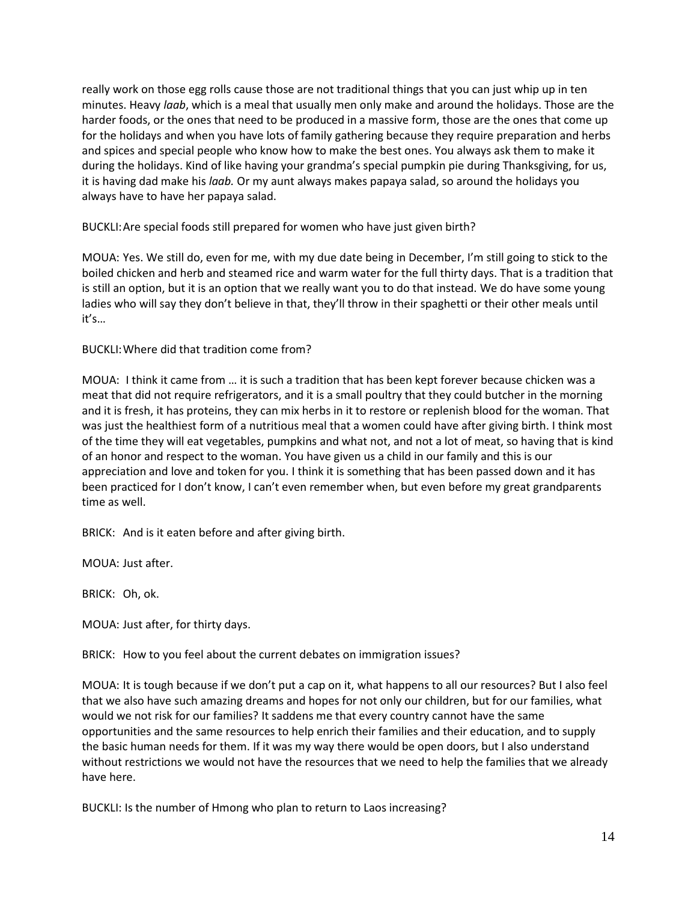really work on those egg rolls cause those are not traditional things that you can just whip up in ten minutes. Heavy *laab*, which is a meal that usually men only make and around the holidays. Those are the harder foods, or the ones that need to be produced in a massive form, those are the ones that come up for the holidays and when you have lots of family gathering because they require preparation and herbs and spices and special people who know how to make the best ones. You always ask them to make it during the holidays. Kind of like having your grandma's special pumpkin pie during Thanksgiving, for us, it is having dad make his *laab.* Or my aunt always makes papaya salad, so around the holidays you always have to have her papaya salad.

BUCKLI: Are special foods still prepared for women who have just given birth?

MOUA: Yes. We still do, even for me, with my due date being in December, I'm still going to stick to the boiled chicken and herb and steamed rice and warm water for the full thirty days. That is a tradition that is still an option, but it is an option that we really want you to do that instead. We do have some young ladies who will say they don't believe in that, they'll throw in their spaghetti or their other meals until it's…

BUCKLI: Where did that tradition come from?

MOUA: I think it came from … it is such a tradition that has been kept forever because chicken was a meat that did not require refrigerators, and it is a small poultry that they could butcher in the morning and it is fresh, it has proteins, they can mix herbs in it to restore or replenish blood for the woman. That was just the healthiest form of a nutritious meal that a women could have after giving birth. I think most of the time they will eat vegetables, pumpkins and what not, and not a lot of meat, so having that is kind of an honor and respect to the woman. You have given us a child in our family and this is our appreciation and love and token for you. I think it is something that has been passed down and it has been practiced for I don't know, I can't even remember when, but even before my great grandparents time as well.

BRICK: And is it eaten before and after giving birth.

MOUA: Just after.

BRICK: Oh, ok.

MOUA: Just after, for thirty days.

BRICK: How to you feel about the current debates on immigration issues?

MOUA: It is tough because if we don't put a cap on it, what happens to all our resources? But I also feel that we also have such amazing dreams and hopes for not only our children, but for our families, what would we not risk for our families? It saddens me that every country cannot have the same opportunities and the same resources to help enrich their families and their education, and to supply the basic human needs for them. If it was my way there would be open doors, but I also understand without restrictions we would not have the resources that we need to help the families that we already have here.

BUCKLI: Is the number of Hmong who plan to return to Laos increasing?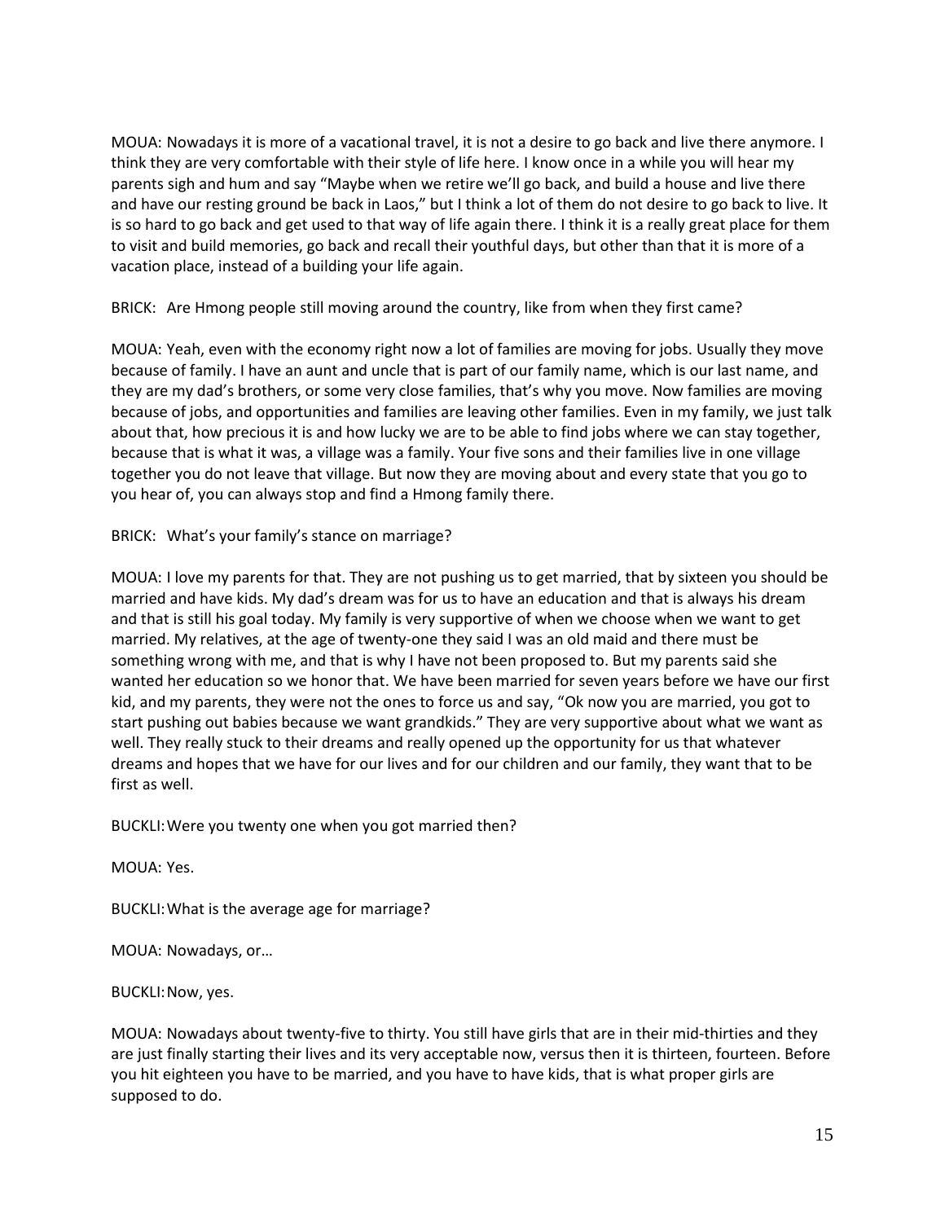MOUA: Nowadays it is more of a vacational travel, it is not a desire to go back and live there anymore. I think they are very comfortable with their style of life here. I know once in a while you will hear my parents sigh and hum and say "Maybe when we retire we'll go back, and build a house and live there and have our resting ground be back in Laos," but I think a lot of them do not desire to go back to live. It is so hard to go back and get used to that way of life again there. I think it is a really great place for them to visit and build memories, go back and recall their youthful days, but other than that it is more of a vacation place, instead of a building your life again.

BRICK: Are Hmong people still moving around the country, like from when they first came?

MOUA: Yeah, even with the economy right now a lot of families are moving for jobs. Usually they move because of family. I have an aunt and uncle that is part of our family name, which is our last name, and they are my dad's brothers, or some very close families, that's why you move. Now families are moving because of jobs, and opportunities and families are leaving other families. Even in my family, we just talk about that, how precious it is and how lucky we are to be able to find jobs where we can stay together, because that is what it was, a village was a family. Your five sons and their families live in one village together you do not leave that village. But now they are moving about and every state that you go to you hear of, you can always stop and find a Hmong family there.

BRICK: What's your family's stance on marriage?

MOUA: I love my parents for that. They are not pushing us to get married, that by sixteen you should be married and have kids. My dad's dream was for us to have an education and that is always his dream and that is still his goal today. My family is very supportive of when we choose when we want to get married. My relatives, at the age of twenty-one they said I was an old maid and there must be something wrong with me, and that is why I have not been proposed to. But my parents said she wanted her education so we honor that. We have been married for seven years before we have our first kid, and my parents, they were not the ones to force us and say, "Ok now you are married, you got to start pushing out babies because we want grandkids." They are very supportive about what we want as well. They really stuck to their dreams and really opened up the opportunity for us that whatever dreams and hopes that we have for our lives and for our children and our family, they want that to be first as well.

BUCKLI: Were you twenty one when you got married then?

MOUA: Yes.

BUCKLI: What is the average age for marriage?

MOUA: Nowadays, or…

BUCKLI: Now, yes.

MOUA: Nowadays about twenty-five to thirty. You still have girls that are in their mid-thirties and they are just finally starting their lives and its very acceptable now, versus then it is thirteen, fourteen. Before you hit eighteen you have to be married, and you have to have kids, that is what proper girls are supposed to do.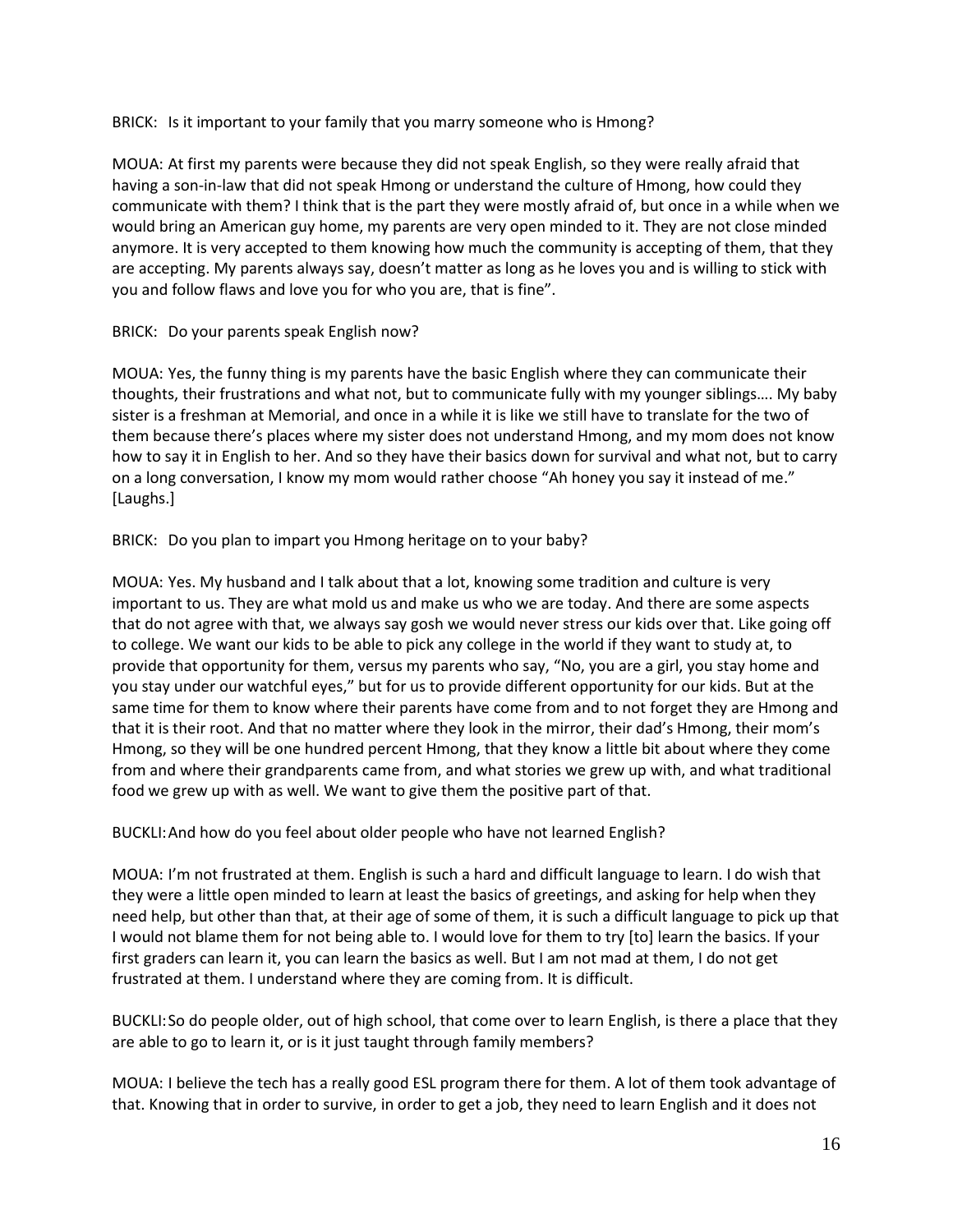BRICK: Is it important to your family that you marry someone who is Hmong?

MOUA: At first my parents were because they did not speak English, so they were really afraid that having a son-in-law that did not speak Hmong or understand the culture of Hmong, how could they communicate with them? I think that is the part they were mostly afraid of, but once in a while when we would bring an American guy home, my parents are very open minded to it. They are not close minded anymore. It is very accepted to them knowing how much the community is accepting of them, that they are accepting. My parents always say, doesn't matter as long as he loves you and is willing to stick with you and follow flaws and love you for who you are, that is fine".

BRICK: Do your parents speak English now?

MOUA: Yes, the funny thing is my parents have the basic English where they can communicate their thoughts, their frustrations and what not, but to communicate fully with my younger siblings…. My baby sister is a freshman at Memorial, and once in a while it is like we still have to translate for the two of them because there's places where my sister does not understand Hmong, and my mom does not know how to say it in English to her. And so they have their basics down for survival and what not, but to carry on a long conversation, I know my mom would rather choose "Ah honey you say it instead of me." [Laughs.]

BRICK: Do you plan to impart you Hmong heritage on to your baby?

MOUA: Yes. My husband and I talk about that a lot, knowing some tradition and culture is very important to us. They are what mold us and make us who we are today. And there are some aspects that do not agree with that, we always say gosh we would never stress our kids over that. Like going off to college. We want our kids to be able to pick any college in the world if they want to study at, to provide that opportunity for them, versus my parents who say, "No, you are a girl, you stay home and you stay under our watchful eyes," but for us to provide different opportunity for our kids. But at the same time for them to know where their parents have come from and to not forget they are Hmong and that it is their root. And that no matter where they look in the mirror, their dad's Hmong, their mom's Hmong, so they will be one hundred percent Hmong, that they know a little bit about where they come from and where their grandparents came from, and what stories we grew up with, and what traditional food we grew up with as well. We want to give them the positive part of that.

BUCKLI: And how do you feel about older people who have not learned English?

MOUA: I'm not frustrated at them. English is such a hard and difficult language to learn. I do wish that they were a little open minded to learn at least the basics of greetings, and asking for help when they need help, but other than that, at their age of some of them, it is such a difficult language to pick up that I would not blame them for not being able to. I would love for them to try [to] learn the basics. If your first graders can learn it, you can learn the basics as well. But I am not mad at them, I do not get frustrated at them. I understand where they are coming from. It is difficult.

BUCKLI: So do people older, out of high school, that come over to learn English, is there a place that they are able to go to learn it, or is it just taught through family members?

MOUA: I believe the tech has a really good ESL program there for them. A lot of them took advantage of that. Knowing that in order to survive, in order to get a job, they need to learn English and it does not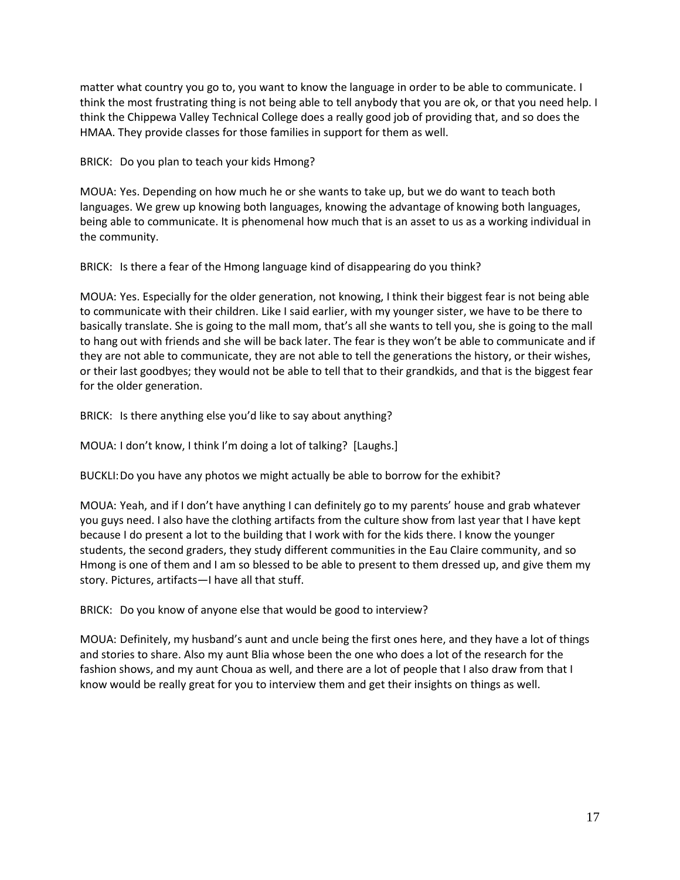matter what country you go to, you want to know the language in order to be able to communicate. I think the most frustrating thing is not being able to tell anybody that you are ok, or that you need help. I think the Chippewa Valley Technical College does a really good job of providing that, and so does the HMAA. They provide classes for those families in support for them as well.

BRICK: Do you plan to teach your kids Hmong?

MOUA: Yes. Depending on how much he or she wants to take up, but we do want to teach both languages. We grew up knowing both languages, knowing the advantage of knowing both languages, being able to communicate. It is phenomenal how much that is an asset to us as a working individual in the community.

BRICK: Is there a fear of the Hmong language kind of disappearing do you think?

MOUA: Yes. Especially for the older generation, not knowing, I think their biggest fear is not being able to communicate with their children. Like I said earlier, with my younger sister, we have to be there to basically translate. She is going to the mall mom, that's all she wants to tell you, she is going to the mall to hang out with friends and she will be back later. The fear is they won't be able to communicate and if they are not able to communicate, they are not able to tell the generations the history, or their wishes, or their last goodbyes; they would not be able to tell that to their grandkids, and that is the biggest fear for the older generation.

BRICK: Is there anything else you'd like to say about anything?

MOUA: I don't know, I think I'm doing a lot of talking? [Laughs.]

BUCKLI: Do you have any photos we might actually be able to borrow for the exhibit?

MOUA: Yeah, and if I don't have anything I can definitely go to my parents' house and grab whatever you guys need. I also have the clothing artifacts from the culture show from last year that I have kept because I do present a lot to the building that I work with for the kids there. I know the younger students, the second graders, they study different communities in the Eau Claire community, and so Hmong is one of them and I am so blessed to be able to present to them dressed up, and give them my story. Pictures, artifacts—I have all that stuff.

BRICK: Do you know of anyone else that would be good to interview?

MOUA: Definitely, my husband's aunt and uncle being the first ones here, and they have a lot of things and stories to share. Also my aunt Blia whose been the one who does a lot of the research for the fashion shows, and my aunt Choua as well, and there are a lot of people that I also draw from that I know would be really great for you to interview them and get their insights on things as well.